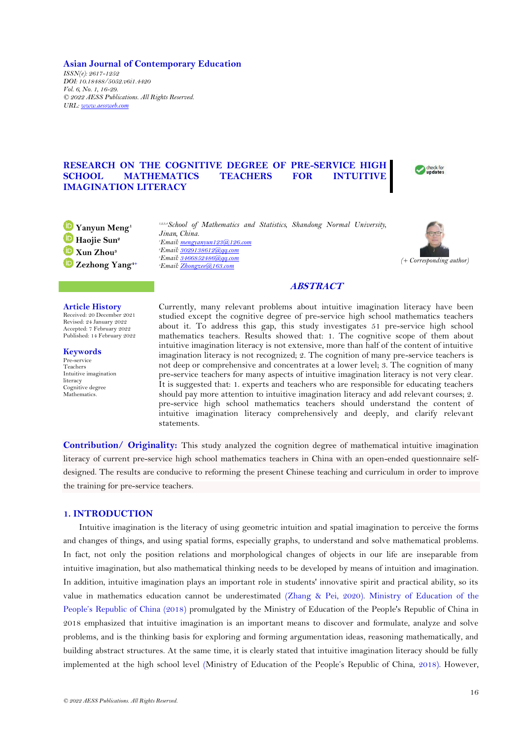**Asian Journal of Contemporary Education**

*ISSN(e): 2617-1252*
*DOI: 10.18488/5052.v6i1.4420*
*Vol. 6, No. 1, 16-29.*
*© 2022 AESS Publications. All Rights Reserved.*
*URL: www.aessweb.com*

# RESEARCH ON THE COGNITIVE DEGREE OF PRE-SERVICE HIGH SCHOOL MATHEMATICS TEACHERS FOR INTUITIVE IMAGINATION LITERACY

**Yanyun Meng**[1]
**Haojie Sun**[2]
**Xun Zhou**[3]
**Zezhong Yang**[4+]

[1,2,3,4]*School of Mathematics and Statistics, Shandong Normal University, Jinan, China.*
[1]*Email: mengyanyun123@126.com*
[2]*Email: 3029138612@qq.com*
[3]*Email: 3466852486@qq.com*
[4]*Email: Zhongzee@163.com*

*(+ Corresponding author)*

**Article History**
Received: 20 December 2021
Revised: 24 January 2022
Accepted: 7 February 2022
Published: 14 February 2022

**Keywords**
Pre-service
Teachers
Intuitive imagination literacy
Cognitive degree
Mathematics.

## *ABSTRACT*

Currently, many relevant problems about intuitive imagination literacy have been studied except the cognitive degree of pre-service high school mathematics teachers about it. To address this gap, this study investigates 51 pre-service high school mathematics teachers. Results showed that: 1. The cognitive scope of them about intuitive imagination literacy is not extensive, more than half of the content of intuitive imagination literacy is not recognized; 2. The cognition of many pre-service teachers is not deep or comprehensive and concentrates at a lower level; 3. The cognition of many pre-service teachers for many aspects of intuitive imagination literacy is not very clear. It is suggested that: 1. experts and teachers who are responsible for educating teachers should pay more attention to intuitive imagination literacy and add relevant courses; 2. pre-service high school mathematics teachers should understand the content of intuitive imagination literacy comprehensively and deeply, and clarify relevant statements.

**Contribution/ Originality:** This study analyzed the cognition degree of mathematical intuitive imagination literacy of current pre-service high school mathematics teachers in China with an open-ended questionnaire self-designed. The results are conducive to reforming the present Chinese teaching and curriculum in order to improve the training for pre-service teachers.

## 1. INTRODUCTION

Intuitive imagination is the literacy of using geometric intuition and spatial imagination to perceive the forms and changes of things, and using spatial forms, especially graphs, to understand and solve mathematical problems. In fact, not only the position relations and morphological changes of objects in our life are inseparable from intuitive imagination, but also mathematical thinking needs to be developed by means of intuition and imagination. In addition, intuitive imagination plays an important role in students' innovative spirit and practical ability, so its value in mathematics education cannot be underestimated (Zhang & Pei, 2020). Ministry of Education of the People's Republic of China (2018) promulgated by the Ministry of Education of the People's Republic of China in 2018 emphasized that intuitive imagination is an important means to discover and formulate, analyze and solve problems, and is the thinking basis for exploring and forming argumentation ideas, reasoning mathematically, and building abstract structures. At the same time, it is clearly stated that intuitive imagination literacy should be fully implemented at the high school level (Ministry of Education of the People's Republic of China, 2018). However,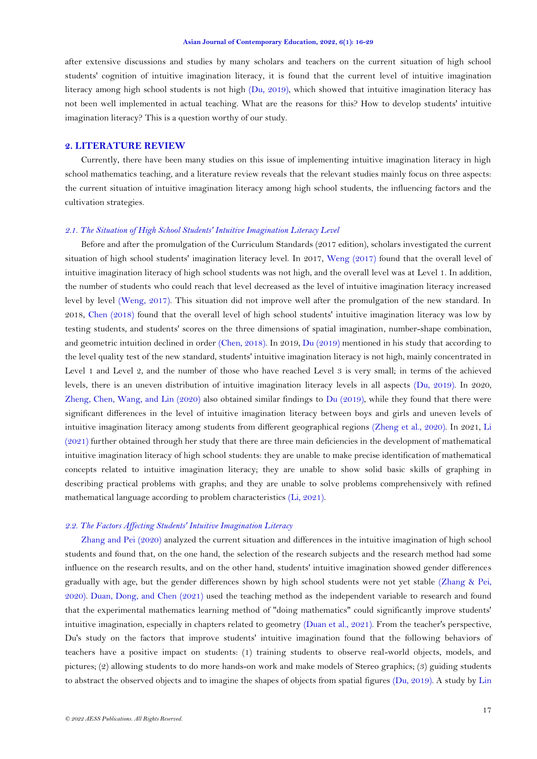after extensive discussions and studies by many scholars and teachers on the current situation of high school students' cognition of intuitive imagination literacy, it is found that the current level of intuitive imagination literacy among high school students is not high (Du, 2019), which showed that intuitive imagination literacy has not been well implemented in actual teaching. What are the reasons for this? How to develop students' intuitive imagination literacy? This is a question worthy of our study.

## 2. LITERATURE REVIEW

Currently, there have been many studies on this issue of implementing intuitive imagination literacy in high school mathematics teaching, and a literature review reveals that the relevant studies mainly focus on three aspects: the current situation of intuitive imagination literacy among high school students, the influencing factors and the cultivation strategies.

### *2.1. The Situation of High School Students' Intuitive Imagination Literacy Level*

Before and after the promulgation of the Curriculum Standards (2017 edition), scholars investigated the current situation of high school students' imagination literacy level. In 2017, Weng (2017) found that the overall level of intuitive imagination literacy of high school students was not high, and the overall level was at Level 1. In addition, the number of students who could reach that level decreased as the level of intuitive imagination literacy increased level by level (Weng, 2017). This situation did not improve well after the promulgation of the new standard. In 2018, Chen (2018) found that the overall level of high school students' intuitive imagination literacy was low by testing students, and students' scores on the three dimensions of spatial imagination, number-shape combination, and geometric intuition declined in order (Chen, 2018). In 2019, Du (2019) mentioned in his study that according to the level quality test of the new standard, students' intuitive imagination literacy is not high, mainly concentrated in Level 1 and Level 2, and the number of those who have reached Level 3 is very small; in terms of the achieved levels, there is an uneven distribution of intuitive imagination literacy levels in all aspects (Du, 2019). In 2020, Zheng, Chen, Wang, and Lin (2020) also obtained similar findings to Du (2019), while they found that there were significant differences in the level of intuitive imagination literacy between boys and girls and uneven levels of intuitive imagination literacy among students from different geographical regions (Zheng et al., 2020). In 2021, Li (2021) further obtained through her study that there are three main deficiencies in the development of mathematical intuitive imagination literacy of high school students: they are unable to make precise identification of mathematical concepts related to intuitive imagination literacy; they are unable to show solid basic skills of graphing in describing practical problems with graphs; and they are unable to solve problems comprehensively with refined mathematical language according to problem characteristics (Li, 2021).

### *2.2. The Factors Affecting Students' Intuitive Imagination Literacy*

Zhang and Pei (2020) analyzed the current situation and differences in the intuitive imagination of high school students and found that, on the one hand, the selection of the research subjects and the research method had some influence on the research results, and on the other hand, students' intuitive imagination showed gender differences gradually with age, but the gender differences shown by high school students were not yet stable (Zhang & Pei, 2020). Duan, Dong, and Chen (2021) used the teaching method as the independent variable to research and found that the experimental mathematics learning method of "doing mathematics" could significantly improve students' intuitive imagination, especially in chapters related to geometry (Duan et al., 2021). From the teacher's perspective, Du's study on the factors that improve students' intuitive imagination found that the following behaviors of teachers have a positive impact on students: (1) training students to observe real-world objects, models, and pictures; (2) allowing students to do more hands-on work and make models of Stereo graphics; (3) guiding students to abstract the observed objects and to imagine the shapes of objects from spatial figures (Du, 2019). A study by Lin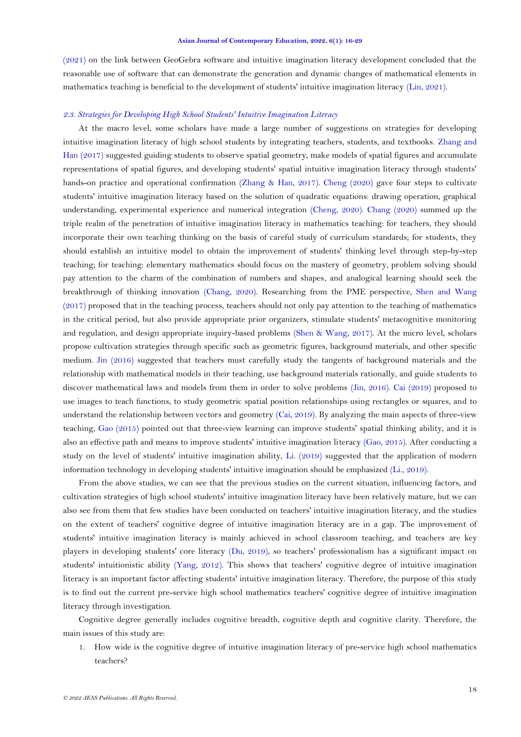(2021) on the link between GeoGebra software and intuitive imagination literacy development concluded that the reasonable use of software that can demonstrate the generation and dynamic changes of mathematical elements in mathematics teaching is beneficial to the development of students' intuitive imagination literacy (Lin, 2021).

### *2.3. Strategies for Developing High School Students' Intuitive Imagination Literacy*

At the macro level, some scholars have made a large number of suggestions on strategies for developing intuitive imagination literacy of high school students by integrating teachers, students, and textbooks. Zhang and Han (2017) suggested guiding students to observe spatial geometry, make models of spatial figures and accumulate representations of spatial figures, and developing students' spatial intuitive imagination literacy through students' hands-on practice and operational confirmation (Zhang & Han, 2017). Cheng (2020) gave four steps to cultivate students' intuitive imagination literacy based on the solution of quadratic equations: drawing operation, graphical understanding, experimental experience and numerical integration (Cheng, 2020). Chang (2020) summed up the triple realm of the penetration of intuitive imagination literacy in mathematics teaching: for teachers, they should incorporate their own teaching thinking on the basis of careful study of curriculum standards; for students, they should establish an intuitive model to obtain the improvement of students' thinking level through step-by-step teaching; for teaching: elementary mathematics should focus on the mastery of geometry, problem solving should pay attention to the charm of the combination of numbers and shapes, and analogical learning should seek the breakthrough of thinking innovation (Chang, 2020). Researching from the PME perspective, Shen and Wang (2017) proposed that in the teaching process, teachers should not only pay attention to the teaching of mathematics in the critical period, but also provide appropriate prior organizers, stimulate students' metacognitive monitoring and regulation, and design appropriate inquiry-based problems (Shen & Wang, 2017). At the micro level, scholars propose cultivation strategies through specific such as geometric figures, background materials, and other specific medium. Jin (2016) suggested that teachers must carefully study the tangents of background materials and the relationship with mathematical models in their teaching, use background materials rationally, and guide students to discover mathematical laws and models from them in order to solve problems (Jin, 2016). Cai (2019) proposed to use images to teach functions, to study geometric spatial position relationships using rectangles or squares, and to understand the relationship between vectors and geometry (Cai, 2019). By analyzing the main aspects of three-view teaching, Gao (2015) pointed out that three-view learning can improve students' spatial thinking ability, and it is also an effective path and means to improve students' intuitive imagination literacy (Gao, 2015). After conducting a study on the level of students' intuitive imagination ability, Li. (2019) suggested that the application of modern information technology in developing students' intuitive imagination should be emphasized (Li., 2019).

From the above studies, we can see that the previous studies on the current situation, influencing factors, and cultivation strategies of high school students' intuitive imagination literacy have been relatively mature, but we can also see from them that few studies have been conducted on teachers' intuitive imagination literacy, and the studies on the extent of teachers' cognitive degree of intuitive imagination literacy are in a gap. The improvement of students' intuitive imagination literacy is mainly achieved in school classroom teaching, and teachers are key players in developing students' core literacy (Du, 2019), so teachers' professionalism has a significant impact on students' intuitionistic ability (Yang, 2012). This shows that teachers' cognitive degree of intuitive imagination literacy is an important factor affecting students' intuitive imagination literacy. Therefore, the purpose of this study is to find out the current pre-service high school mathematics teachers' cognitive degree of intuitive imagination literacy through investigation.

Cognitive degree generally includes cognitive breadth, cognitive depth and cognitive clarity. Therefore, the main issues of this study are:

1. How wide is the cognitive degree of intuitive imagination literacy of pre-service high school mathematics teachers?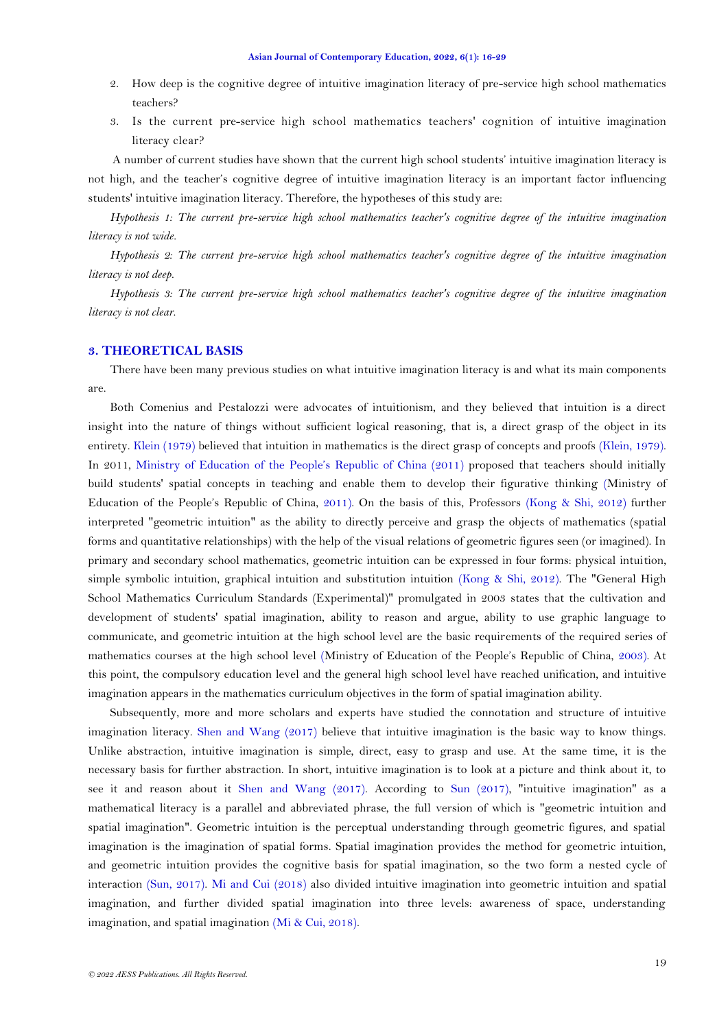2. How deep is the cognitive degree of intuitive imagination literacy of pre-service high school mathematics teachers?
3. Is the current pre-service high school mathematics teachers' cognition of intuitive imagination literacy clear?

A number of current studies have shown that the current high school students' intuitive imagination literacy is not high, and the teacher's cognitive degree of intuitive imagination literacy is an important factor influencing students' intuitive imagination literacy. Therefore, the hypotheses of this study are:

*Hypothesis 1: The current pre-service high school mathematics teacher's cognitive degree of the intuitive imagination literacy is not wide.*

*Hypothesis 2: The current pre-service high school mathematics teacher's cognitive degree of the intuitive imagination literacy is not deep.*

*Hypothesis 3: The current pre-service high school mathematics teacher's cognitive degree of the intuitive imagination literacy is not clear.*

## 3. THEORETICAL BASIS

There have been many previous studies on what intuitive imagination literacy is and what its main components are.

Both Comenius and Pestalozzi were advocates of intuitionism, and they believed that intuition is a direct insight into the nature of things without sufficient logical reasoning, that is, a direct grasp of the object in its entirety. Klein (1979) believed that intuition in mathematics is the direct grasp of concepts and proofs (Klein, 1979). In 2011, Ministry of Education of the People's Republic of China (2011) proposed that teachers should initially build students' spatial concepts in teaching and enable them to develop their figurative thinking (Ministry of Education of the People's Republic of China, 2011). On the basis of this, Professors (Kong & Shi, 2012) further interpreted "geometric intuition" as the ability to directly perceive and grasp the objects of mathematics (spatial forms and quantitative relationships) with the help of the visual relations of geometric figures seen (or imagined). In primary and secondary school mathematics, geometric intuition can be expressed in four forms: physical intuition, simple symbolic intuition, graphical intuition and substitution intuition (Kong & Shi, 2012). The "General High School Mathematics Curriculum Standards (Experimental)" promulgated in 2003 states that the cultivation and development of students' spatial imagination, ability to reason and argue, ability to use graphic language to communicate, and geometric intuition at the high school level are the basic requirements of the required series of mathematics courses at the high school level (Ministry of Education of the People's Republic of China, 2003). At this point, the compulsory education level and the general high school level have reached unification, and intuitive imagination appears in the mathematics curriculum objectives in the form of spatial imagination ability.

Subsequently, more and more scholars and experts have studied the connotation and structure of intuitive imagination literacy. Shen and Wang (2017) believe that intuitive imagination is the basic way to know things. Unlike abstraction, intuitive imagination is simple, direct, easy to grasp and use. At the same time, it is the necessary basis for further abstraction. In short, intuitive imagination is to look at a picture and think about it, to see it and reason about it Shen and Wang (2017). According to Sun (2017), "intuitive imagination" as a mathematical literacy is a parallel and abbreviated phrase, the full version of which is "geometric intuition and spatial imagination". Geometric intuition is the perceptual understanding through geometric figures, and spatial imagination is the imagination of spatial forms. Spatial imagination provides the method for geometric intuition, and geometric intuition provides the cognitive basis for spatial imagination, so the two form a nested cycle of interaction (Sun, 2017). Mi and Cui (2018) also divided intuitive imagination into geometric intuition and spatial imagination, and further divided spatial imagination into three levels: awareness of space, understanding imagination, and spatial imagination (Mi & Cui, 2018).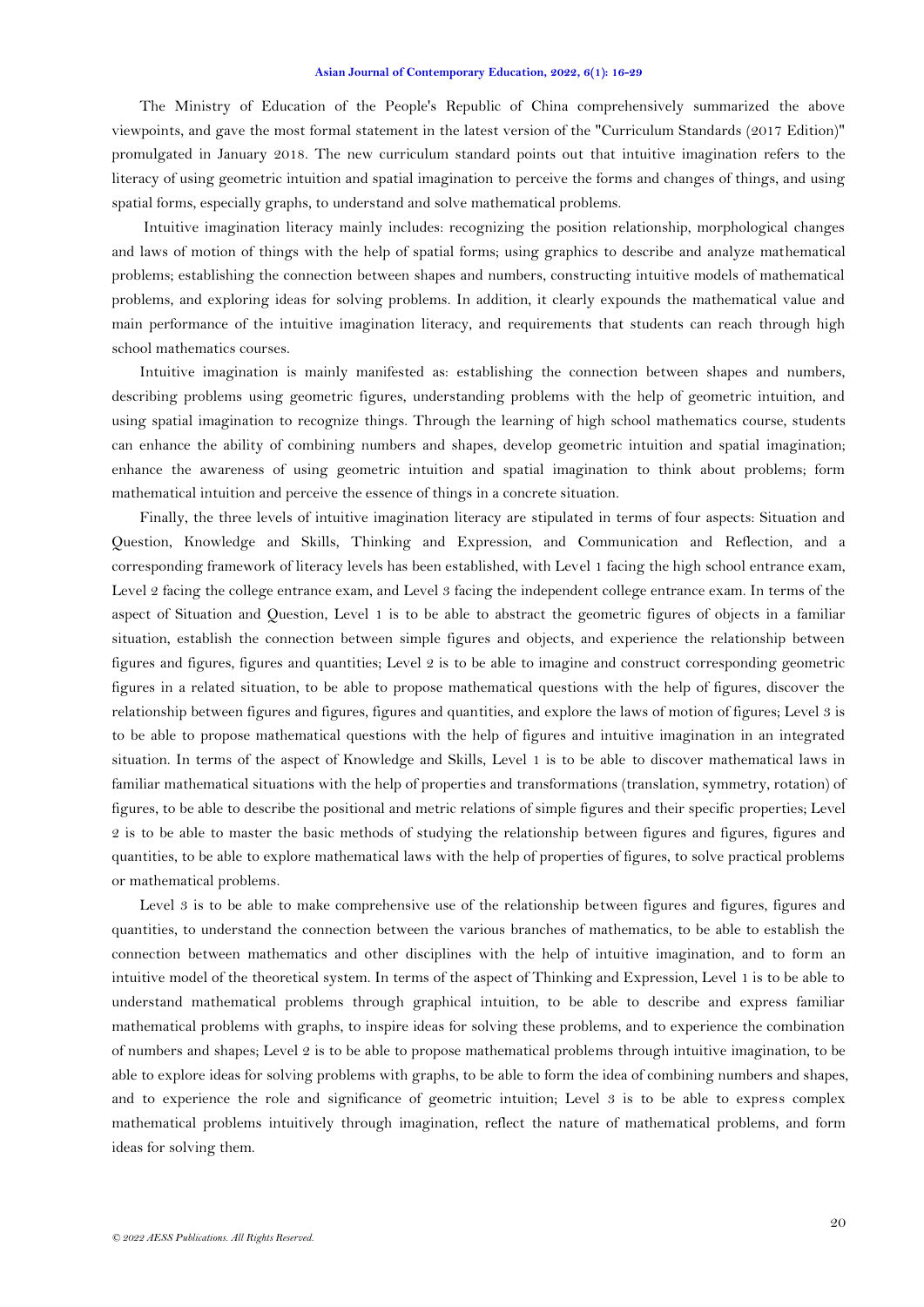The Ministry of Education of the People's Republic of China comprehensively summarized the above viewpoints, and gave the most formal statement in the latest version of the "Curriculum Standards (2017 Edition)" promulgated in January 2018. The new curriculum standard points out that intuitive imagination refers to the literacy of using geometric intuition and spatial imagination to perceive the forms and changes of things, and using spatial forms, especially graphs, to understand and solve mathematical problems.

Intuitive imagination literacy mainly includes: recognizing the position relationship, morphological changes and laws of motion of things with the help of spatial forms; using graphics to describe and analyze mathematical problems; establishing the connection between shapes and numbers, constructing intuitive models of mathematical problems, and exploring ideas for solving problems. In addition, it clearly expounds the mathematical value and main performance of the intuitive imagination literacy, and requirements that students can reach through high school mathematics courses.

Intuitive imagination is mainly manifested as: establishing the connection between shapes and numbers, describing problems using geometric figures, understanding problems with the help of geometric intuition, and using spatial imagination to recognize things. Through the learning of high school mathematics course, students can enhance the ability of combining numbers and shapes, develop geometric intuition and spatial imagination; enhance the awareness of using geometric intuition and spatial imagination to think about problems; form mathematical intuition and perceive the essence of things in a concrete situation.

Finally, the three levels of intuitive imagination literacy are stipulated in terms of four aspects: Situation and Question, Knowledge and Skills, Thinking and Expression, and Communication and Reflection, and a corresponding framework of literacy levels has been established, with Level 1 facing the high school entrance exam, Level 2 facing the college entrance exam, and Level 3 facing the independent college entrance exam. In terms of the aspect of Situation and Question, Level 1 is to be able to abstract the geometric figures of objects in a familiar situation, establish the connection between simple figures and objects, and experience the relationship between figures and figures, figures and quantities; Level 2 is to be able to imagine and construct corresponding geometric figures in a related situation, to be able to propose mathematical questions with the help of figures, discover the relationship between figures and figures, figures and quantities, and explore the laws of motion of figures; Level 3 is to be able to propose mathematical questions with the help of figures and intuitive imagination in an integrated situation. In terms of the aspect of Knowledge and Skills, Level 1 is to be able to discover mathematical laws in familiar mathematical situations with the help of properties and transformations (translation, symmetry, rotation) of figures, to be able to describe the positional and metric relations of simple figures and their specific properties; Level 2 is to be able to master the basic methods of studying the relationship between figures and figures, figures and quantities, to be able to explore mathematical laws with the help of properties of figures, to solve practical problems or mathematical problems.

Level 3 is to be able to make comprehensive use of the relationship between figures and figures, figures and quantities, to understand the connection between the various branches of mathematics, to be able to establish the connection between mathematics and other disciplines with the help of intuitive imagination, and to form an intuitive model of the theoretical system. In terms of the aspect of Thinking and Expression, Level 1 is to be able to understand mathematical problems through graphical intuition, to be able to describe and express familiar mathematical problems with graphs, to inspire ideas for solving these problems, and to experience the combination of numbers and shapes; Level 2 is to be able to propose mathematical problems through intuitive imagination, to be able to explore ideas for solving problems with graphs, to be able to form the idea of combining numbers and shapes, and to experience the role and significance of geometric intuition; Level 3 is to be able to express complex mathematical problems intuitively through imagination, reflect the nature of mathematical problems, and form ideas for solving them.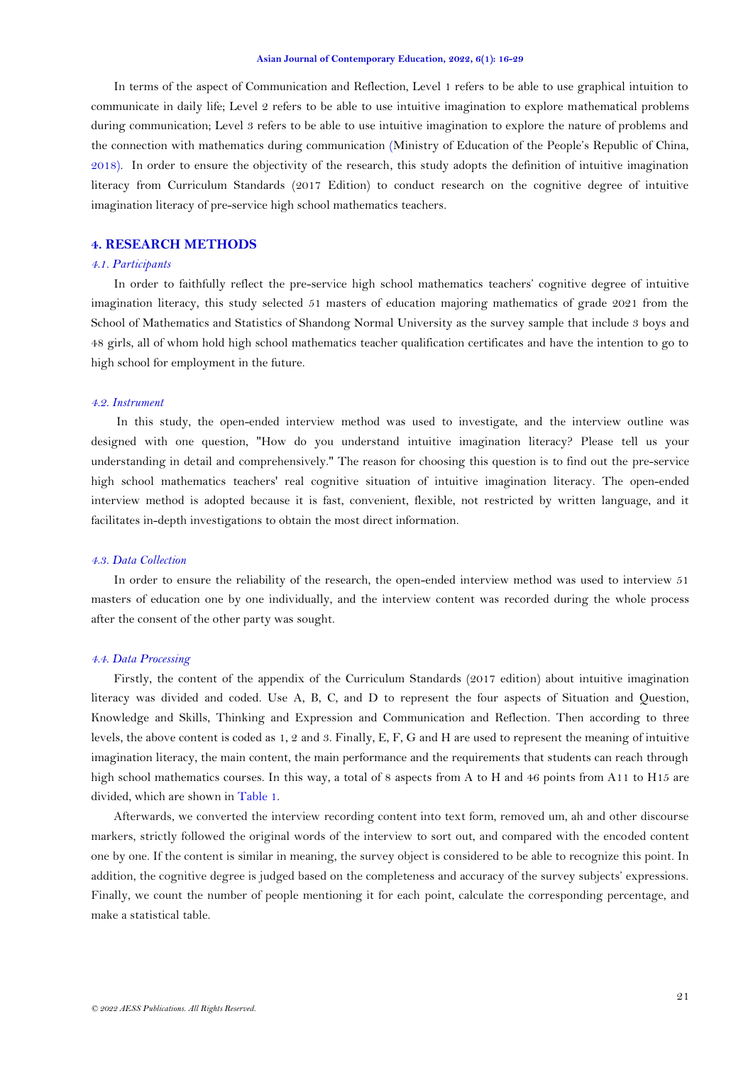In terms of the aspect of Communication and Reflection, Level 1 refers to be able to use graphical intuition to communicate in daily life; Level 2 refers to be able to use intuitive imagination to explore mathematical problems during communication; Level 3 refers to be able to use intuitive imagination to explore the nature of problems and the connection with mathematics during communication (Ministry of Education of the People's Republic of China, 2018). In order to ensure the objectivity of the research, this study adopts the definition of intuitive imagination literacy from Curriculum Standards (2017 Edition) to conduct research on the cognitive degree of intuitive imagination literacy of pre-service high school mathematics teachers.

## 4. RESEARCH METHODS

### *4.1. Participants*

In order to faithfully reflect the pre-service high school mathematics teachers' cognitive degree of intuitive imagination literacy, this study selected 51 masters of education majoring mathematics of grade 2021 from the School of Mathematics and Statistics of Shandong Normal University as the survey sample that include 3 boys and 48 girls, all of whom hold high school mathematics teacher qualification certificates and have the intention to go to high school for employment in the future.

### *4.2. Instrument*

In this study, the open-ended interview method was used to investigate, and the interview outline was designed with one question, "How do you understand intuitive imagination literacy? Please tell us your understanding in detail and comprehensively." The reason for choosing this question is to find out the pre-service high school mathematics teachers' real cognitive situation of intuitive imagination literacy. The open-ended interview method is adopted because it is fast, convenient, flexible, not restricted by written language, and it facilitates in-depth investigations to obtain the most direct information.

### *4.3. Data Collection*

In order to ensure the reliability of the research, the open-ended interview method was used to interview 51 masters of education one by one individually, and the interview content was recorded during the whole process after the consent of the other party was sought.

### *4.4. Data Processing*

Firstly, the content of the appendix of the Curriculum Standards (2017 edition) about intuitive imagination literacy was divided and coded. Use A, B, C, and D to represent the four aspects of Situation and Question, Knowledge and Skills, Thinking and Expression and Communication and Reflection. Then according to three levels, the above content is coded as 1, 2 and 3. Finally, E, F, G and H are used to represent the meaning of intuitive imagination literacy, the main content, the main performance and the requirements that students can reach through high school mathematics courses. In this way, a total of 8 aspects from A to H and 46 points from A11 to H15 are divided, which are shown in Table 1.

Afterwards, we converted the interview recording content into text form, removed um, ah and other discourse markers, strictly followed the original words of the interview to sort out, and compared with the encoded content one by one. If the content is similar in meaning, the survey object is considered to be able to recognize this point. In addition, the cognitive degree is judged based on the completeness and accuracy of the survey subjects' expressions. Finally, we count the number of people mentioning it for each point, calculate the corresponding percentage, and make a statistical table.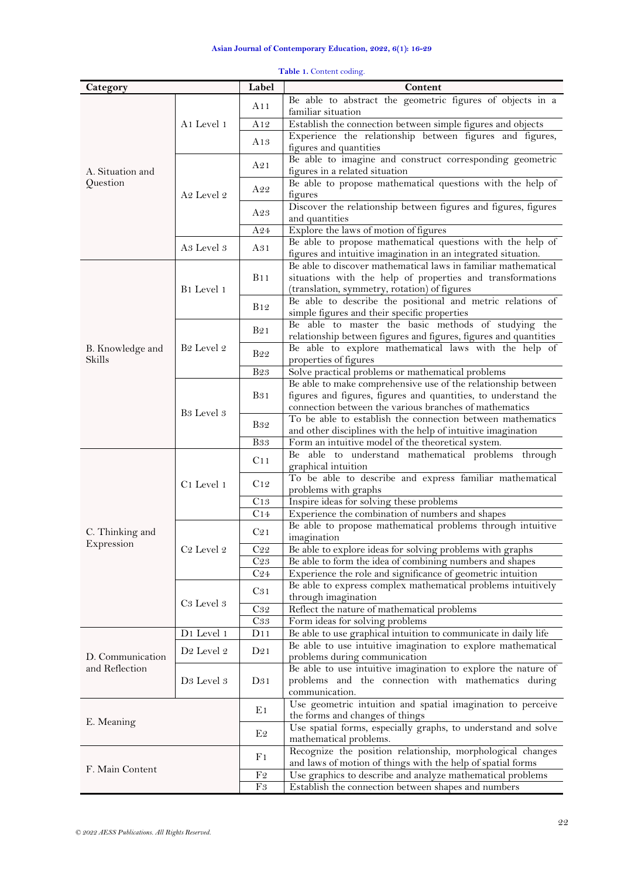**Table 1.** Content coding.

| Category | | Label | Content |
|---|---|---|---|
| A. Situation and Question | A1 Level 1 | A11 | Be able to abstract the geometric figures of objects in a familiar situation |
| | | A12 | Establish the connection between simple figures and objects |
| | | A13 | Experience the relationship between figures and figures, figures and quantities |
| | A2 Level 2 | A21 | Be able to imagine and construct corresponding geometric figures in a related situation |
| | | A22 | Be able to propose mathematical questions with the help of figures |
| | | A23 | Discover the relationship between figures and figures, figures and quantities |
| | | A24 | Explore the laws of motion of figures |
| | A3 Level 3 | A31 | Be able to propose mathematical questions with the help of figures and intuitive imagination in an integrated situation. |
| B. Knowledge and Skills | B1 Level 1 | B11 | Be able to discover mathematical laws in familiar mathematical situations with the help of properties and transformations (translation, symmetry, rotation) of figures |
| | | B12 | Be able to describe the positional and metric relations of simple figures and their specific properties |
| | B2 Level 2 | B21 | Be able to master the basic methods of studying the relationship between figures and figures, figures and quantities |
| | | B22 | Be able to explore mathematical laws with the help of properties of figures |
| | | B23 | Solve practical problems or mathematical problems |
| | B3 Level 3 | B31 | Be able to make comprehensive use of the relationship between figures and figures, figures and quantities, to understand the connection between the various branches of mathematics |
| | | B32 | To be able to establish the connection between mathematics and other disciplines with the help of intuitive imagination |
| | | B33 | Form an intuitive model of the theoretical system. |
| C. Thinking and Expression | C1 Level 1 | C11 | Be able to understand mathematical problems through graphical intuition |
| | | C12 | To be able to describe and express familiar mathematical problems with graphs |
| | | C13 | Inspire ideas for solving these problems |
| | | C14 | Experience the combination of numbers and shapes |
| | C2 Level 2 | C21 | Be able to propose mathematical problems through intuitive imagination |
| | | C22 | Be able to explore ideas for solving problems with graphs |
| | | C23 | Be able to form the idea of combining numbers and shapes |
| | | C24 | Experience the role and significance of geometric intuition |
| | C3 Level 3 | C31 | Be able to express complex mathematical problems intuitively through imagination |
| | | C32 | Reflect the nature of mathematical problems |
| | | C33 | Form ideas for solving problems |
| D. Communication and Reflection | D1 Level 1 | D11 | Be able to use graphical intuition to communicate in daily life |
| | D2 Level 2 | D21 | Be able to use intuitive imagination to explore mathematical problems during communication |
| | D3 Level 3 | D31 | Be able to use intuitive imagination to explore the nature of problems and the connection with mathematics during communication. |
| E. Meaning | | E1 | Use geometric intuition and spatial imagination to perceive the forms and changes of things |
| | | E2 | Use spatial forms, especially graphs, to understand and solve mathematical problems. |
| F. Main Content | | F1 | Recognize the position relationship, morphological changes and laws of motion of things with the help of spatial forms |
| | | F2 | Use graphics to describe and analyze mathematical problems |
| | | F3 | Establish the connection between shapes and numbers |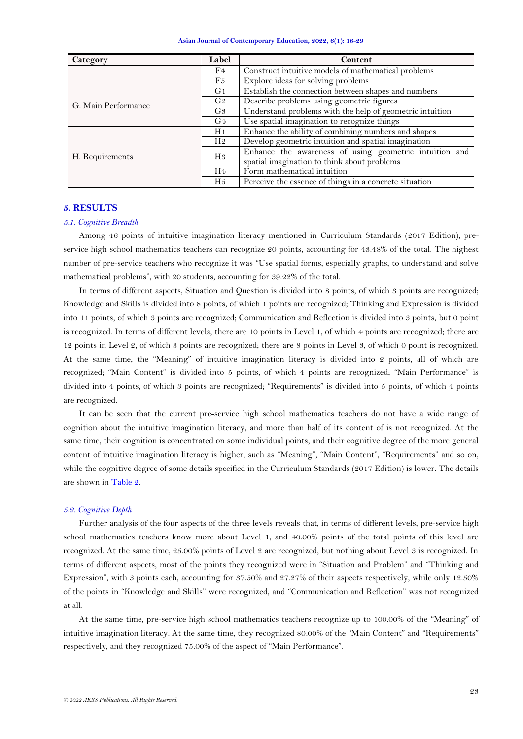| Category | Label | Content |
|---|---|---|
| | F4 | Construct intuitive models of mathematical problems |
| | F5 | Explore ideas for solving problems |
| G. Main Performance | G1 | Establish the connection between shapes and numbers |
| | G2 | Describe problems using geometric figures |
| | G3 | Understand problems with the help of geometric intuition |
| | G4 | Use spatial imagination to recognize things |
| H. Requirements | H1 | Enhance the ability of combining numbers and shapes |
| | H2 | Develop geometric intuition and spatial imagination |
| | H3 | Enhance the awareness of using geometric intuition and spatial imagination to think about problems |
| | H4 | Form mathematical intuition |
| | H5 | Perceive the essence of things in a concrete situation |

## 5. RESULTS

### *5.1. Cognitive Breadth*

Among 46 points of intuitive imagination literacy mentioned in Curriculum Standards (2017 Edition), pre-service high school mathematics teachers can recognize 20 points, accounting for 43.48% of the total. The highest number of pre-service teachers who recognize it was "Use spatial forms, especially graphs, to understand and solve mathematical problems", with 20 students, accounting for 39.22% of the total.

In terms of different aspects, Situation and Question is divided into 8 points, of which 3 points are recognized; Knowledge and Skills is divided into 8 points, of which 1 points are recognized; Thinking and Expression is divided into 11 points, of which 3 points are recognized; Communication and Reflection is divided into 3 points, but 0 point is recognized. In terms of different levels, there are 10 points in Level 1, of which 4 points are recognized; there are 12 points in Level 2, of which 3 points are recognized; there are 8 points in Level 3, of which 0 point is recognized. At the same time, the "Meaning" of intuitive imagination literacy is divided into 2 points, all of which are recognized; "Main Content" is divided into 5 points, of which 4 points are recognized; "Main Performance" is divided into 4 points, of which 3 points are recognized; "Requirements" is divided into 5 points, of which 4 points are recognized.

It can be seen that the current pre-service high school mathematics teachers do not have a wide range of cognition about the intuitive imagination literacy, and more than half of its content of is not recognized. At the same time, their cognition is concentrated on some individual points, and their cognitive degree of the more general content of intuitive imagination literacy is higher, such as "Meaning", "Main Content", "Requirements" and so on, while the cognitive degree of some details specified in the Curriculum Standards (2017 Edition) is lower. The details are shown in Table 2.

### *5.2. Cognitive Depth*

Further analysis of the four aspects of the three levels reveals that, in terms of different levels, pre-service high school mathematics teachers know more about Level 1, and 40.00% points of the total points of this level are recognized. At the same time, 25.00% points of Level 2 are recognized, but nothing about Level 3 is recognized. In terms of different aspects, most of the points they recognized were in "Situation and Problem" and "Thinking and Expression", with 3 points each, accounting for 37.50% and 27.27% of their aspects respectively, while only 12.50% of the points in "Knowledge and Skills" were recognized, and "Communication and Reflection" was not recognized at all.

At the same time, pre-service high school mathematics teachers recognize up to 100.00% of the "Meaning" of intuitive imagination literacy. At the same time, they recognized 80.00% of the "Main Content" and "Requirements" respectively, and they recognized 75.00% of the aspect of "Main Performance".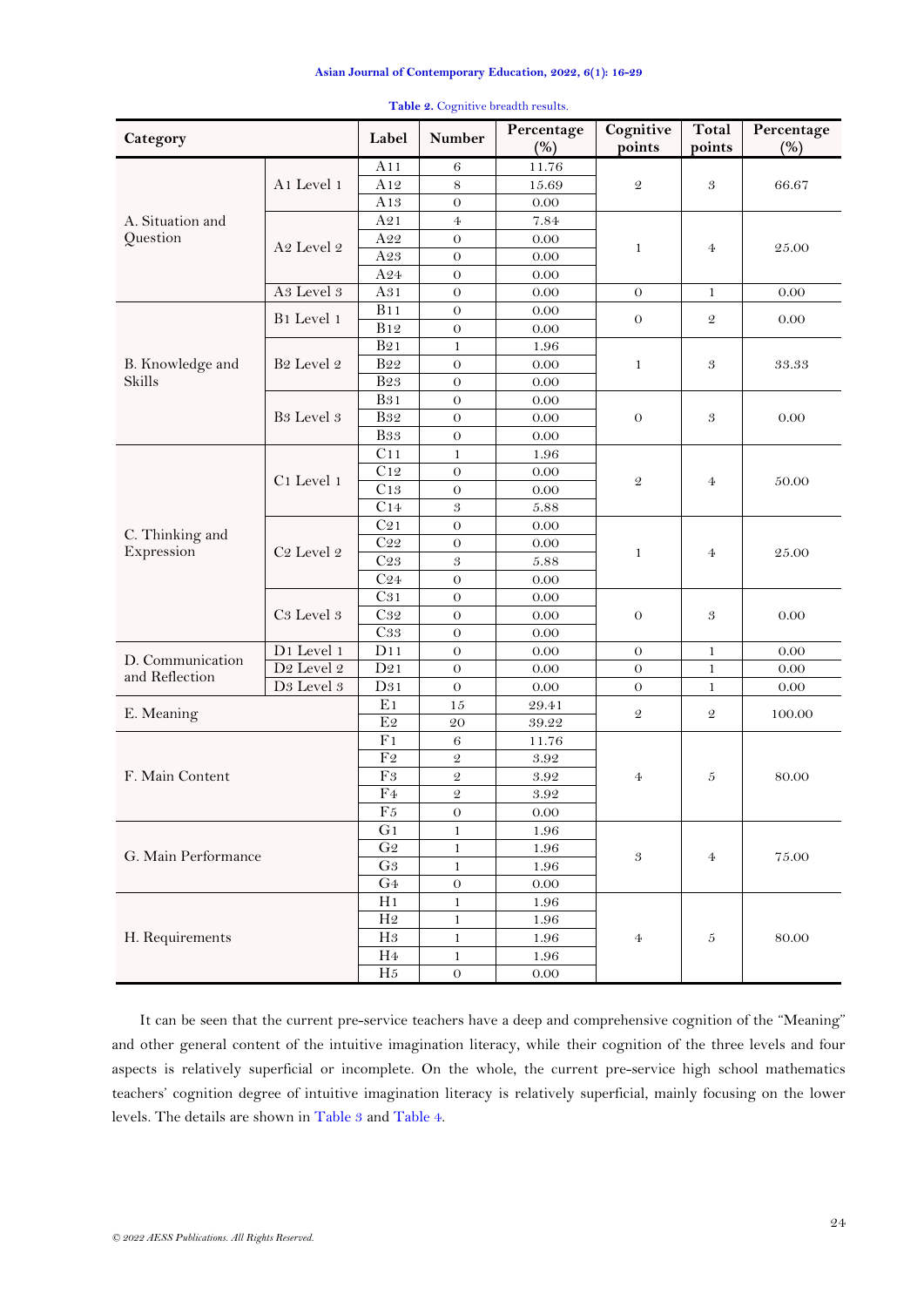**Table 2.** Cognitive breadth results.

| Category | | Label | Number | Percentage (%) | Cognitive points | Total points | Percentage (%) |
|---|---|---|---|---|---|---|---|
| A. Situation and Question | A1 Level 1 | A11 | 6 | 11.76 | 2 | 3 | 66.67 |
| | | A12 | 8 | 15.69 | | | |
| | | A13 | 0 | 0.00 | | | |
| | A2 Level 2 | A21 | 4 | 7.84 | 1 | 4 | 25.00 |
| | | A22 | 0 | 0.00 | | | |
| | | A23 | 0 | 0.00 | | | |
| | | A24 | 0 | 0.00 | | | |
| | A3 Level 3 | A31 | 0 | 0.00 | 0 | 1 | 0.00 |
| B. Knowledge and Skills | B1 Level 1 | B11 | 0 | 0.00 | 0 | 2 | 0.00 |
| | | B12 | 0 | 0.00 | | | |
| | B2 Level 2 | B21 | 1 | 1.96 | 1 | 3 | 33.33 |
| | | B22 | 0 | 0.00 | | | |
| | | B23 | 0 | 0.00 | | | |
| | B3 Level 3 | B31 | 0 | 0.00 | 0 | 3 | 0.00 |
| | | B32 | 0 | 0.00 | | | |
| | | B33 | 0 | 0.00 | | | |
| C. Thinking and Expression | C1 Level 1 | C11 | 1 | 1.96 | 2 | 4 | 50.00 |
| | | C12 | 0 | 0.00 | | | |
| | | C13 | 0 | 0.00 | | | |
| | | C14 | 3 | 5.88 | | | |
| | C2 Level 2 | C21 | 0 | 0.00 | 1 | 4 | 25.00 |
| | | C22 | 0 | 0.00 | | | |
| | | C23 | 3 | 5.88 | | | |
| | | C24 | 0 | 0.00 | | | |
| | C3 Level 3 | C31 | 0 | 0.00 | 0 | 3 | 0.00 |
| | | C32 | 0 | 0.00 | | | |
| | | C33 | 0 | 0.00 | | | |
| D. Communication and Reflection | D1 Level 1 | D11 | 0 | 0.00 | 0 | 1 | 0.00 |
| | D2 Level 2 | D21 | 0 | 0.00 | 0 | 1 | 0.00 |
| | D3 Level 3 | D31 | 0 | 0.00 | 0 | 1 | 0.00 |
| E. Meaning | | E1 | 15 | 29.41 | 2 | 2 | 100.00 |
| | | E2 | 20 | 39.22 | | | |
| F. Main Content | | F1 | 6 | 11.76 | 4 | 5 | 80.00 |
| | | F2 | 2 | 3.92 | | | |
| | | F3 | 2 | 3.92 | | | |
| | | F4 | 2 | 3.92 | | | |
| | | F5 | 0 | 0.00 | | | |
| G. Main Performance | | G1 | 1 | 1.96 | 3 | 4 | 75.00 |
| | | G2 | 1 | 1.96 | | | |
| | | G3 | 1 | 1.96 | | | |
| | | G4 | 0 | 0.00 | | | |
| H. Requirements | | H1 | 1 | 1.96 | 4 | 5 | 80.00 |
| | | H2 | 1 | 1.96 | | | |
| | | H3 | 1 | 1.96 | | | |
| | | H4 | 1 | 1.96 | | | |
| | | H5 | 0 | 0.00 | | | |

It can be seen that the current pre-service teachers have a deep and comprehensive cognition of the "Meaning" and other general content of the intuitive imagination literacy, while their cognition of the three levels and four aspects is relatively superficial or incomplete. On the whole, the current pre-service high school mathematics teachers' cognition degree of intuitive imagination literacy is relatively superficial, mainly focusing on the lower levels. The details are shown in Table 3 and Table 4.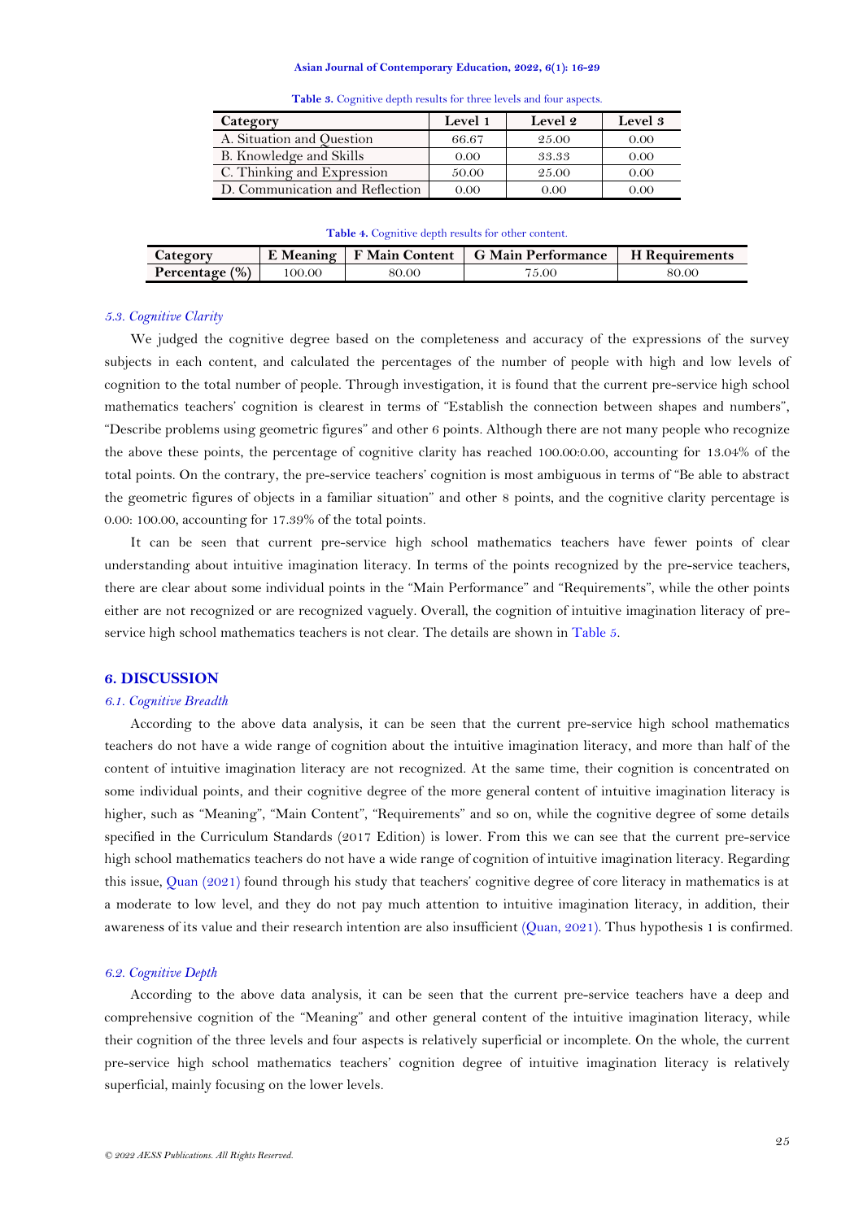**Table 3.** Cognitive depth results for three levels and four aspects.

| Category | Level 1 | Level 2 | Level 3 |
|---|---|---|---|
| A. Situation and Question | 66.67 | 25.00 | 0.00 |
| B. Knowledge and Skills | 0.00 | 33.33 | 0.00 |
| C. Thinking and Expression | 50.00 | 25.00 | 0.00 |
| D. Communication and Reflection | 0.00 | 0.00 | 0.00 |

**Table 4.** Cognitive depth results for other content.

| Category | E Meaning | F Main Content | G Main Performance | H Requirements |
|---|---|---|---|---|
| **Percentage (%)** | 100.00 | 80.00 | 75.00 | 80.00 |

### *5.3. Cognitive Clarity*

We judged the cognitive degree based on the completeness and accuracy of the expressions of the survey subjects in each content, and calculated the percentages of the number of people with high and low levels of cognition to the total number of people. Through investigation, it is found that the current pre-service high school mathematics teachers' cognition is clearest in terms of "Establish the connection between shapes and numbers", "Describe problems using geometric figures" and other 6 points. Although there are not many people who recognize the above these points, the percentage of cognitive clarity has reached 100.00:0.00, accounting for 13.04% of the total points. On the contrary, the pre-service teachers' cognition is most ambiguous in terms of "Be able to abstract the geometric figures of objects in a familiar situation" and other 8 points, and the cognitive clarity percentage is 0.00: 100.00, accounting for 17.39% of the total points.

It can be seen that current pre-service high school mathematics teachers have fewer points of clear understanding about intuitive imagination literacy. In terms of the points recognized by the pre-service teachers, there are clear about some individual points in the "Main Performance" and "Requirements", while the other points either are not recognized or are recognized vaguely. Overall, the cognition of intuitive imagination literacy of pre-service high school mathematics teachers is not clear. The details are shown in Table 5.

## 6. DISCUSSION

### *6.1. Cognitive Breadth*

According to the above data analysis, it can be seen that the current pre-service high school mathematics teachers do not have a wide range of cognition about the intuitive imagination literacy, and more than half of the content of intuitive imagination literacy are not recognized. At the same time, their cognition is concentrated on some individual points, and their cognitive degree of the more general content of intuitive imagination literacy is higher, such as "Meaning", "Main Content", "Requirements" and so on, while the cognitive degree of some details specified in the Curriculum Standards (2017 Edition) is lower. From this we can see that the current pre-service high school mathematics teachers do not have a wide range of cognition of intuitive imagination literacy. Regarding this issue, Quan (2021) found through his study that teachers' cognitive degree of core literacy in mathematics is at a moderate to low level, and they do not pay much attention to intuitive imagination literacy, in addition, their awareness of its value and their research intention are also insufficient (Quan, 2021). Thus hypothesis 1 is confirmed.

### *6.2. Cognitive Depth*

According to the above data analysis, it can be seen that the current pre-service teachers have a deep and comprehensive cognition of the "Meaning" and other general content of the intuitive imagination literacy, while their cognition of the three levels and four aspects is relatively superficial or incomplete. On the whole, the current pre-service high school mathematics teachers' cognition degree of intuitive imagination literacy is relatively superficial, mainly focusing on the lower levels.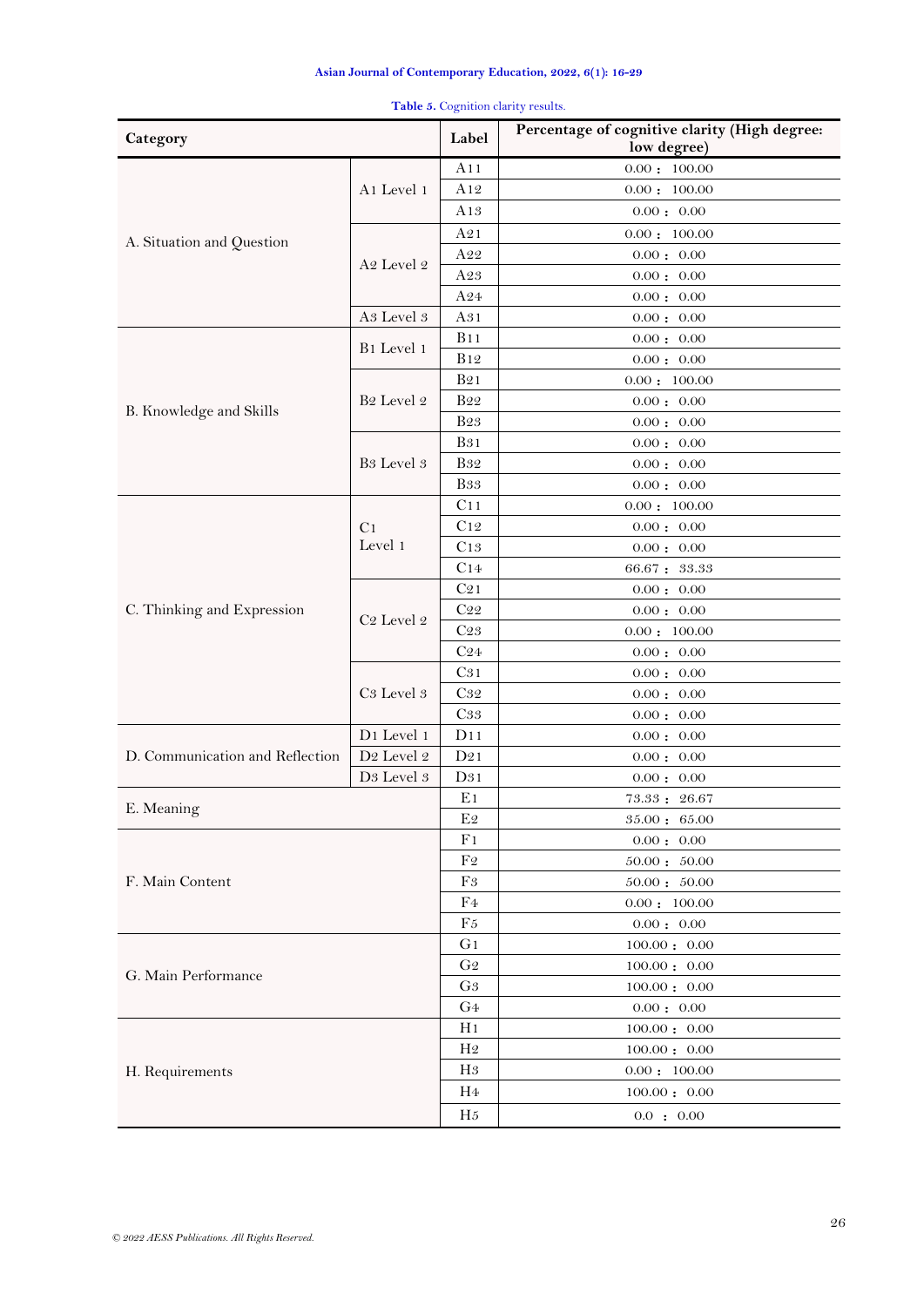**Table 5.** Cognition clarity results.

| Category | | Label | Percentage of cognitive clarity (High degree: low degree) |
|---|---|---|---|
| A. Situation and Question | A1 Level 1 | A11 | 0.00 : 100.00 |
| | | A12 | 0.00 : 100.00 |
| | | A13 | 0.00 : 0.00 |
| | A2 Level 2 | A21 | 0.00 : 100.00 |
| | | A22 | 0.00 : 0.00 |
| | | A23 | 0.00 : 0.00 |
| | | A24 | 0.00 : 0.00 |
| | A3 Level 3 | A31 | 0.00 : 0.00 |
| B. Knowledge and Skills | B1 Level 1 | B11 | 0.00 : 0.00 |
| | | B12 | 0.00 : 0.00 |
| | B2 Level 2 | B21 | 0.00 : 100.00 |
| | | B22 | 0.00 : 0.00 |
| | | B23 | 0.00 : 0.00 |
| | B3 Level 3 | B31 | 0.00 : 0.00 |
| | | B32 | 0.00 : 0.00 |
| | | B33 | 0.00 : 0.00 |
| C. Thinking and Expression | C1 Level 1 | C11 | 0.00 : 100.00 |
| | | C12 | 0.00 : 0.00 |
| | | C13 | 0.00 : 0.00 |
| | | C14 | 66.67 : 33.33 |
| | C2 Level 2 | C21 | 0.00 : 0.00 |
| | | C22 | 0.00 : 0.00 |
| | | C23 | 0.00 : 100.00 |
| | | C24 | 0.00 : 0.00 |
| | C3 Level 3 | C31 | 0.00 : 0.00 |
| | | C32 | 0.00 : 0.00 |
| | | C33 | 0.00 : 0.00 |
| D. Communication and Reflection | D1 Level 1 | D11 | 0.00 : 0.00 |
| | D2 Level 2 | D21 | 0.00 : 0.00 |
| | D3 Level 3 | D31 | 0.00 : 0.00 |
| E. Meaning | | E1 | 73.33 : 26.67 |
| | | E2 | 35.00 : 65.00 |
| F. Main Content | | F1 | 0.00 : 0.00 |
| | | F2 | 50.00 : 50.00 |
| | | F3 | 50.00 : 50.00 |
| | | F4 | 0.00 : 100.00 |
| | | F5 | 0.00 : 0.00 |
| G. Main Performance | | G1 | 100.00 : 0.00 |
| | | G2 | 100.00 : 0.00 |
| | | G3 | 100.00 : 0.00 |
| | | G4 | 0.00 : 0.00 |
| H. Requirements | | H1 | 100.00 : 0.00 |
| | | H2 | 100.00 : 0.00 |
| | | H3 | 0.00 : 100.00 |
| | | H4 | 100.00 : 0.00 |
| | | H5 | 0.0 : 0.00 |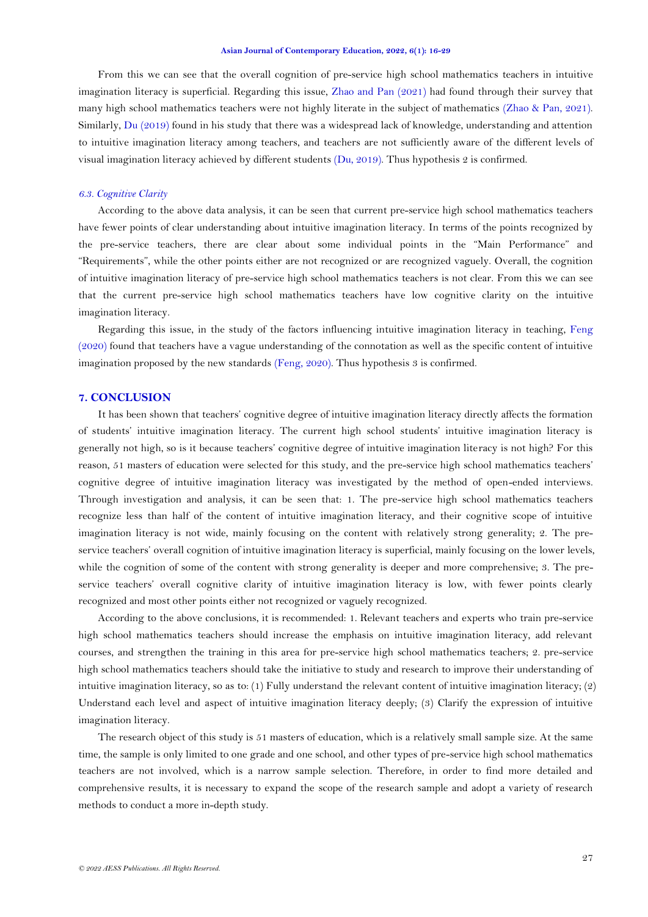From this we can see that the overall cognition of pre-service high school mathematics teachers in intuitive imagination literacy is superficial. Regarding this issue, Zhao and Pan (2021) had found through their survey that many high school mathematics teachers were not highly literate in the subject of mathematics (Zhao & Pan, 2021). Similarly, Du (2019) found in his study that there was a widespread lack of knowledge, understanding and attention to intuitive imagination literacy among teachers, and teachers are not sufficiently aware of the different levels of visual imagination literacy achieved by different students (Du, 2019). Thus hypothesis 2 is confirmed.

### *6.3. Cognitive Clarity*

According to the above data analysis, it can be seen that current pre-service high school mathematics teachers have fewer points of clear understanding about intuitive imagination literacy. In terms of the points recognized by the pre-service teachers, there are clear about some individual points in the "Main Performance" and "Requirements", while the other points either are not recognized or are recognized vaguely. Overall, the cognition of intuitive imagination literacy of pre-service high school mathematics teachers is not clear. From this we can see that the current pre-service high school mathematics teachers have low cognitive clarity on the intuitive imagination literacy.

Regarding this issue, in the study of the factors influencing intuitive imagination literacy in teaching, Feng (2020) found that teachers have a vague understanding of the connotation as well as the specific content of intuitive imagination proposed by the new standards (Feng, 2020). Thus hypothesis 3 is confirmed.

## 7. CONCLUSION

It has been shown that teachers' cognitive degree of intuitive imagination literacy directly affects the formation of students' intuitive imagination literacy. The current high school students' intuitive imagination literacy is generally not high, so is it because teachers' cognitive degree of intuitive imagination literacy is not high? For this reason, 51 masters of education were selected for this study, and the pre-service high school mathematics teachers' cognitive degree of intuitive imagination literacy was investigated by the method of open-ended interviews. Through investigation and analysis, it can be seen that: 1. The pre-service high school mathematics teachers recognize less than half of the content of intuitive imagination literacy, and their cognitive scope of intuitive imagination literacy is not wide, mainly focusing on the content with relatively strong generality; 2. The pre-service teachers' overall cognition of intuitive imagination literacy is superficial, mainly focusing on the lower levels, while the cognition of some of the content with strong generality is deeper and more comprehensive; 3. The pre-service teachers' overall cognitive clarity of intuitive imagination literacy is low, with fewer points clearly recognized and most other points either not recognized or vaguely recognized.

According to the above conclusions, it is recommended: 1. Relevant teachers and experts who train pre-service high school mathematics teachers should increase the emphasis on intuitive imagination literacy, add relevant courses, and strengthen the training in this area for pre-service high school mathematics teachers; 2. pre-service high school mathematics teachers should take the initiative to study and research to improve their understanding of intuitive imagination literacy, so as to: (1) Fully understand the relevant content of intuitive imagination literacy; (2) Understand each level and aspect of intuitive imagination literacy deeply; (3) Clarify the expression of intuitive imagination literacy.

The research object of this study is 51 masters of education, which is a relatively small sample size. At the same time, the sample is only limited to one grade and one school, and other types of pre-service high school mathematics teachers are not involved, which is a narrow sample selection. Therefore, in order to find more detailed and comprehensive results, it is necessary to expand the scope of the research sample and adopt a variety of research methods to conduct a more in-depth study.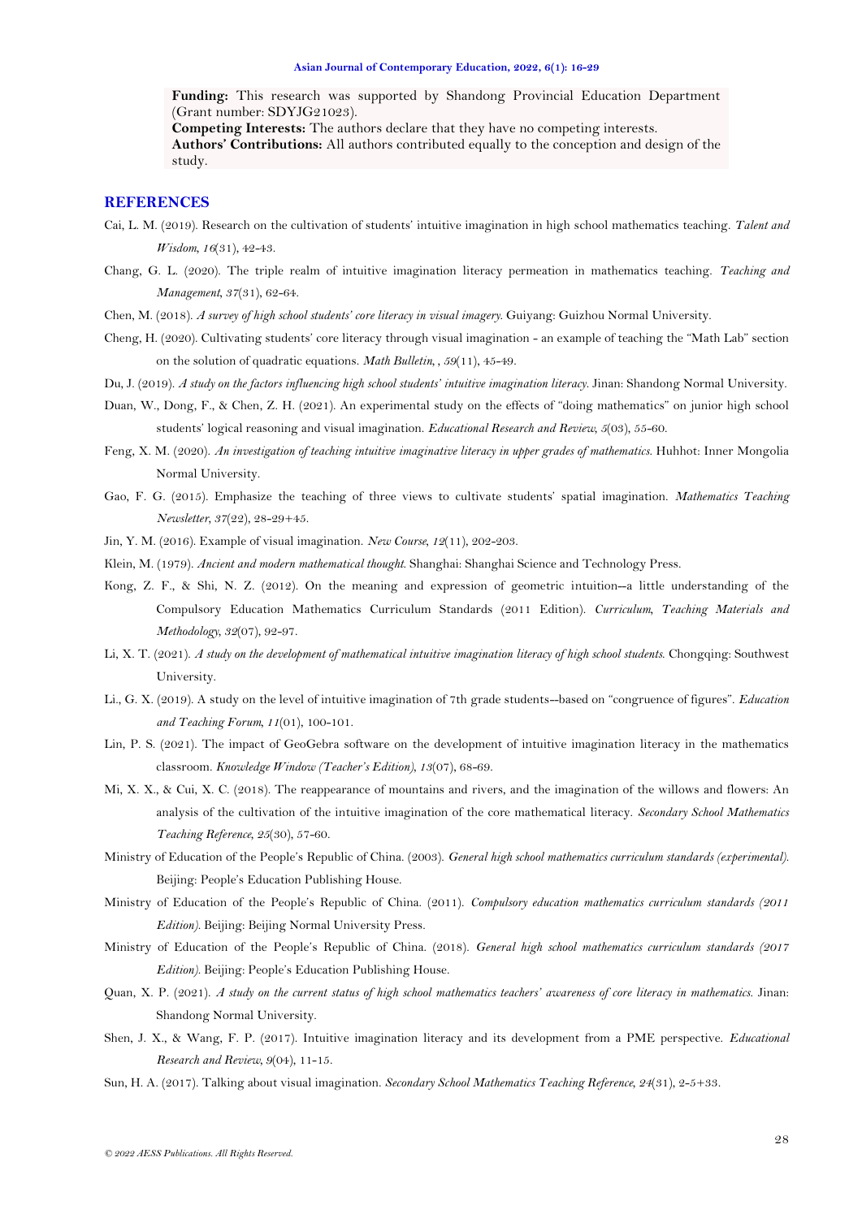**Funding:** This research was supported by Shandong Provincial Education Department (Grant number: SDYJG21023).
**Competing Interests:** The authors declare that they have no competing interests.
**Authors' Contributions:** All authors contributed equally to the conception and design of the study.

## REFERENCES

Cai, L. M. (2019). Research on the cultivation of students' intuitive imagination in high school mathematics teaching. *Talent and Wisdom, 16*(31), 42-43.

Chang, G. L. (2020). The triple realm of intuitive imagination literacy permeation in mathematics teaching. *Teaching and Management, 37*(31), 62-64.

Chen, M. (2018). *A survey of high school students' core literacy in visual imagery.* Guiyang: Guizhou Normal University.

Cheng, H. (2020). Cultivating students' core literacy through visual imagination - an example of teaching the "Math Lab" section on the solution of quadratic equations. *Math Bulletin, , 59*(11), 45-49.

Du, J. (2019). *A study on the factors influencing high school students' intuitive imagination literacy.* Jinan: Shandong Normal University.

Duan, W., Dong, F., & Chen, Z. H. (2021). An experimental study on the effects of "doing mathematics" on junior high school students' logical reasoning and visual imagination. *Educational Research and Review, 5*(03), 55-60.

Feng, X. M. (2020). *An investigation of teaching intuitive imaginative literacy in upper grades of mathematics.* Huhhot: Inner Mongolia Normal University.

Gao, F. G. (2015). Emphasize the teaching of three views to cultivate students' spatial imagination. *Mathematics Teaching Newsletter, 37*(22), 28-29+45.

Jin, Y. M. (2016). Example of visual imagination. *New Course, 12*(11), 202-203.

Klein, M. (1979). *Ancient and modern mathematical thought.* Shanghai: Shanghai Science and Technology Press.

Kong, Z. F., & Shi, N. Z. (2012). On the meaning and expression of geometric intuition--a little understanding of the Compulsory Education Mathematics Curriculum Standards (2011 Edition). *Curriculum, Teaching Materials and Methodology, 32*(07), 92-97.

Li, X. T. (2021). *A study on the development of mathematical intuitive imagination literacy of high school students.* Chongqing: Southwest University.

Li., G. X. (2019). A study on the level of intuitive imagination of 7th grade students--based on "congruence of figures". *Education and Teaching Forum, 11*(01), 100-101.

Lin, P. S. (2021). The impact of GeoGebra software on the development of intuitive imagination literacy in the mathematics classroom. *Knowledge Window (Teacher's Edition), 13*(07), 68-69.

Mi, X. X., & Cui, X. C. (2018). The reappearance of mountains and rivers, and the imagination of the willows and flowers: An analysis of the cultivation of the intuitive imagination of the core mathematical literacy. *Secondary School Mathematics Teaching Reference, 25*(30), 57-60.

Ministry of Education of the People's Republic of China. (2003). *General high school mathematics curriculum standards (experimental).* Beijing: People's Education Publishing House.

Ministry of Education of the People's Republic of China. (2011). *Compulsory education mathematics curriculum standards (2011 Edition).* Beijing: Beijing Normal University Press.

Ministry of Education of the People's Republic of China. (2018). *General high school mathematics curriculum standards (2017 Edition).* Beijing: People's Education Publishing House.

Quan, X. P. (2021). *A study on the current status of high school mathematics teachers' awareness of core literacy in mathematics.* Jinan: Shandong Normal University.

Shen, J. X., & Wang, F. P. (2017). Intuitive imagination literacy and its development from a PME perspective. *Educational Research and Review, 9*(04), 11-15.

Sun, H. A. (2017). Talking about visual imagination. *Secondary School Mathematics Teaching Reference, 24*(31), 2-5+33.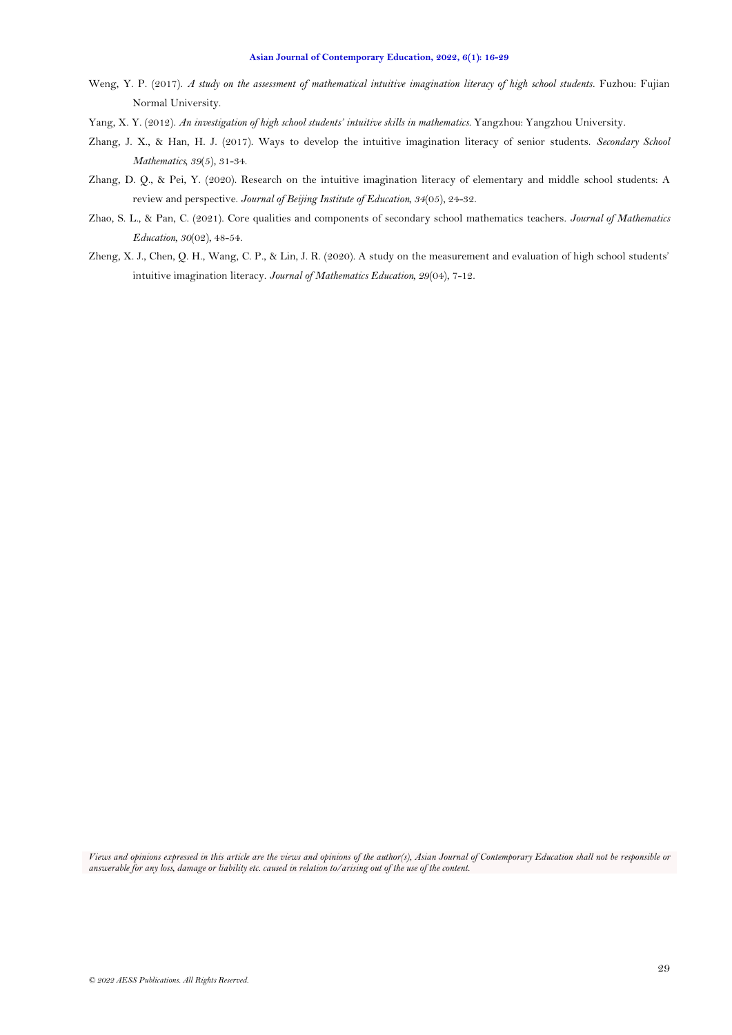Weng, Y. P. (2017). *A study on the assessment of mathematical intuitive imagination literacy of high school students*. Fuzhou: Fujian Normal University.

Yang, X. Y. (2012). *An investigation of high school students' intuitive skills in mathematics*. Yangzhou: Yangzhou University.

Zhang, J. X., & Han, H. J. (2017). Ways to develop the intuitive imagination literacy of senior students. *Secondary School Mathematics, 39*(5), 31-34.

Zhang, D. Q., & Pei, Y. (2020). Research on the intuitive imagination literacy of elementary and middle school students: A review and perspective. *Journal of Beijing Institute of Education, 34*(05), 24-32.

Zhao, S. L., & Pan, C. (2021). Core qualities and components of secondary school mathematics teachers. *Journal of Mathematics Education, 30*(02), 48-54.

Zheng, X. J., Chen, Q. H., Wang, C. P., & Lin, J. R. (2020). A study on the measurement and evaluation of high school students' intuitive imagination literacy. *Journal of Mathematics Education, 29*(04), 7-12.

*Views and opinions expressed in this article are the views and opinions of the author(s), Asian Journal of Contemporary Education shall not be responsible or answerable for any loss, damage or liability etc. caused in relation to/arising out of the use of the content.*